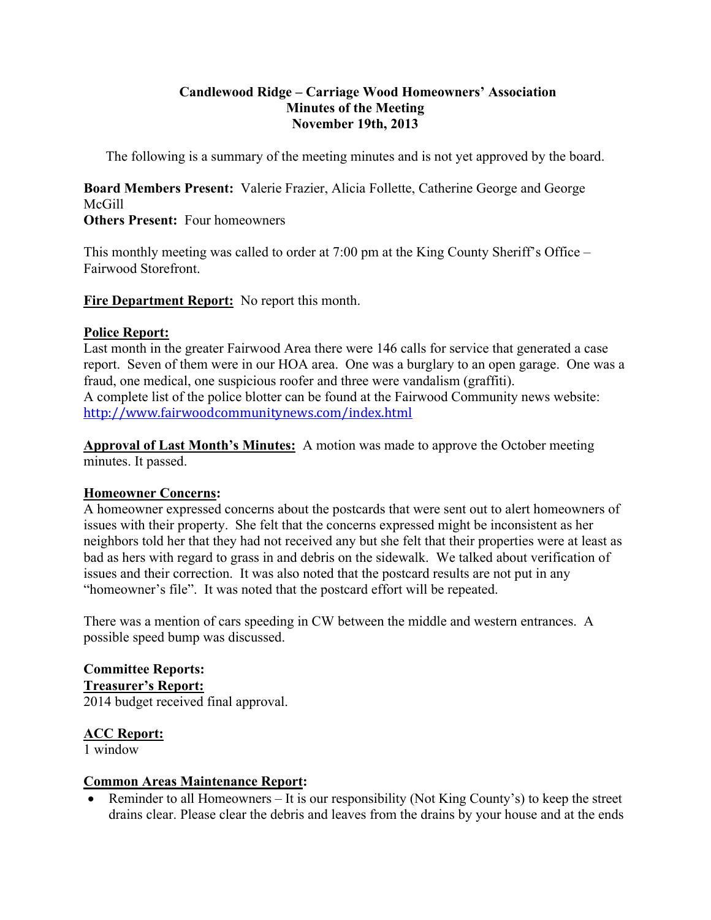**Candlewood Ridge – Carriage Wood Homeowners' Association**
**Minutes of the Meeting**
**November 19th, 2013**

The following is a summary of the meeting minutes and is not yet approved by the board.

**Board Members Present:** Valerie Frazier, Alicia Follette, Catherine George and George McGill
**Others Present:** Four homeowners

This monthly meeting was called to order at 7:00 pm at the King County Sheriff's Office – Fairwood Storefront.

**Fire Department Report:** No report this month.

**Police Report:**
Last month in the greater Fairwood Area there were 146 calls for service that generated a case report. Seven of them were in our HOA area. One was a burglary to an open garage. One was a fraud, one medical, one suspicious roofer and three were vandalism (graffiti).
A complete list of the police blotter can be found at the Fairwood Community news website: http://www.fairwoodcommunitynews.com/index.html

**Approval of Last Month's Minutes:** A motion was made to approve the October meeting minutes. It passed.

**Homeowner Concerns:**
A homeowner expressed concerns about the postcards that were sent out to alert homeowners of issues with their property. She felt that the concerns expressed might be inconsistent as her neighbors told her that they had not received any but she felt that their properties were at least as bad as hers with regard to grass in and debris on the sidewalk. We talked about verification of issues and their correction. It was also noted that the postcard results are not put in any "homeowner's file". It was noted that the postcard effort will be repeated.

There was a mention of cars speeding in CW between the middle and western entrances. A possible speed bump was discussed.

**Committee Reports:**
**Treasurer's Report:**
2014 budget received final approval.

**ACC Report:**
1 window

**Common Areas Maintenance Report:**

- Reminder to all Homeowners – It is our responsibility (Not King County's) to keep the street drains clear. Please clear the debris and leaves from the drains by your house and at the ends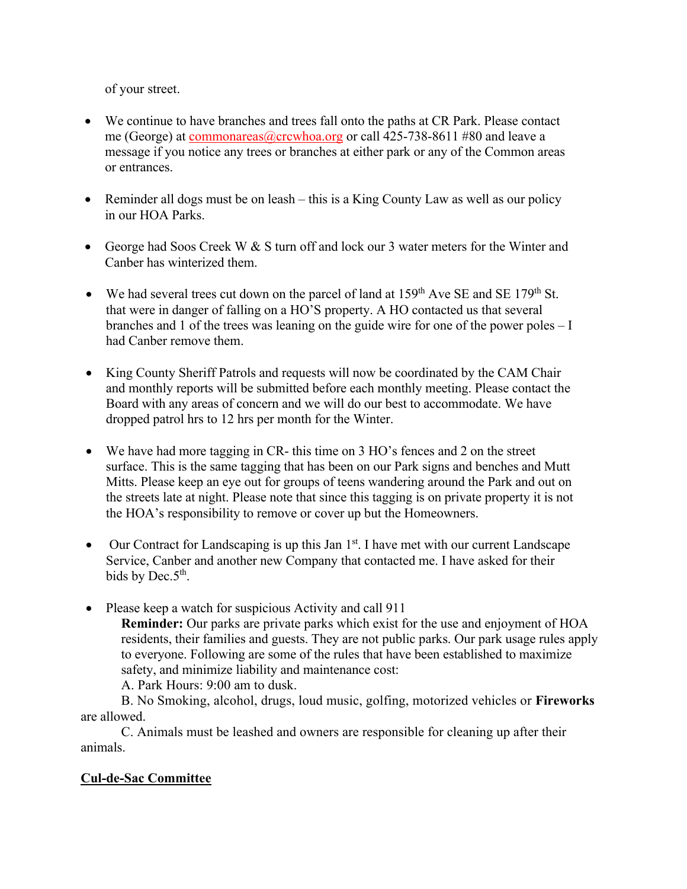of your street.

- We continue to have branches and trees fall onto the paths at CR Park. Please contact me (George) at commonareas@crcwhoa.org or call 425-738-8611 #80 and leave a message if you notice any trees or branches at either park or any of the Common areas or entrances.

- Reminder all dogs must be on leash – this is a King County Law as well as our policy in our HOA Parks.

- George had Soos Creek W & S turn off and lock our 3 water meters for the Winter and Canber has winterized them.

- We had several trees cut down on the parcel of land at 159th Ave SE and SE 179th St. that were in danger of falling on a HO'S property. A HO contacted us that several branches and 1 of the trees was leaning on the guide wire for one of the power poles – I had Canber remove them.

- King County Sheriff Patrols and requests will now be coordinated by the CAM Chair and monthly reports will be submitted before each monthly meeting. Please contact the Board with any areas of concern and we will do our best to accommodate. We have dropped patrol hrs to 12 hrs per month for the Winter.

- We have had more tagging in CR- this time on 3 HO's fences and 2 on the street surface. This is the same tagging that has been on our Park signs and benches and Mutt Mitts. Please keep an eye out for groups of teens wandering around the Park and out on the streets late at night. Please note that since this tagging is on private property it is not the HOA's responsibility to remove or cover up but the Homeowners.

- Our Contract for Landscaping is up this Jan 1st. I have met with our current Landscape Service, Canber and another new Company that contacted me. I have asked for their bids by Dec.5th.

- Please keep a watch for suspicious Activity and call 911

  **Reminder:** Our parks are private parks which exist for the use and enjoyment of HOA residents, their families and guests. They are not public parks. Our park usage rules apply to everyone. Following are some of the rules that have been established to maximize safety, and minimize liability and maintenance cost:

  A. Park Hours: 9:00 am to dusk.

  B. No Smoking, alcohol, drugs, loud music, golfing, motorized vehicles or **Fireworks** are allowed.

  C. Animals must be leashed and owners are responsible for cleaning up after their animals.

## Cul-de-Sac Committee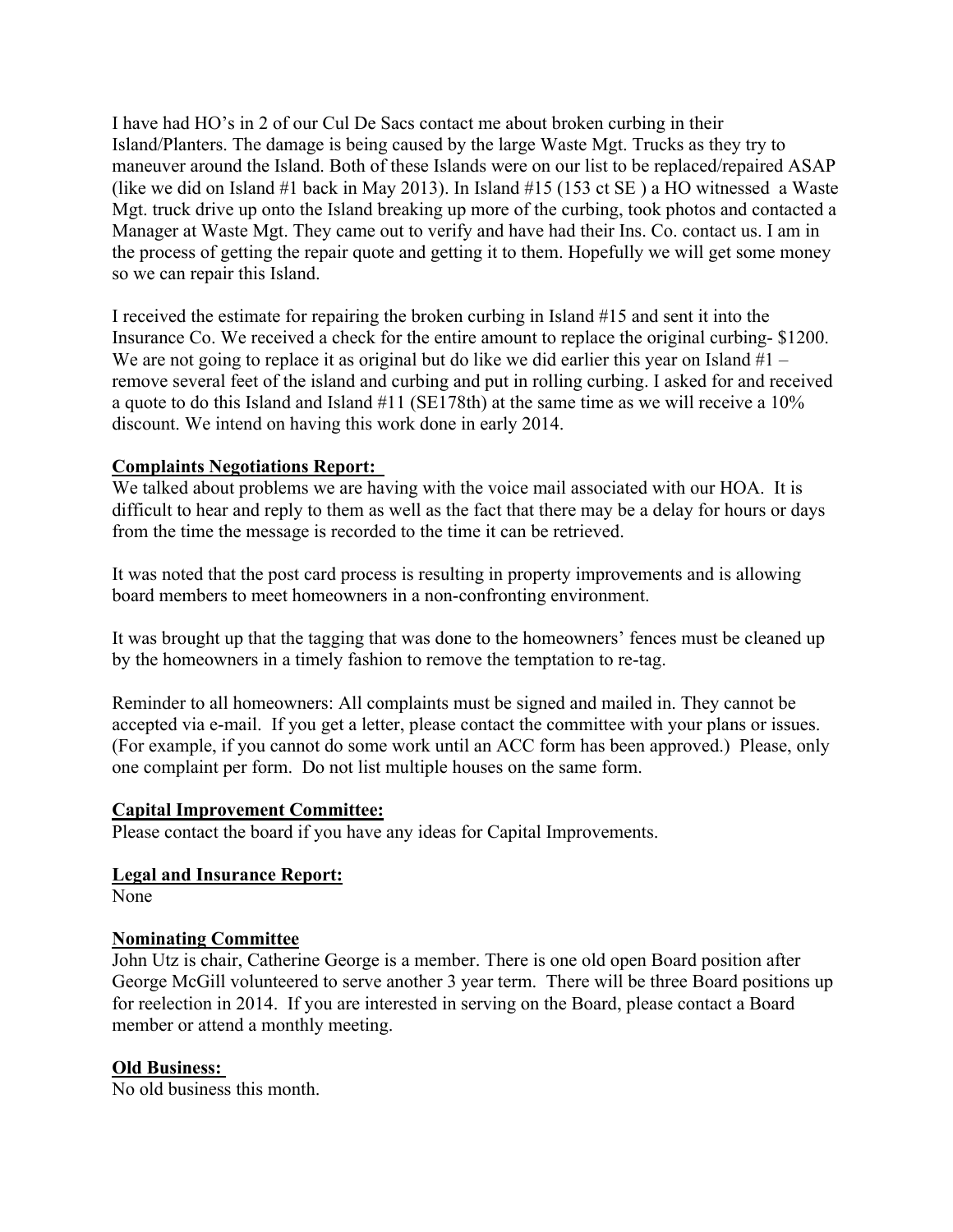I have had HO's in 2 of our Cul De Sacs contact me about broken curbing in their Island/Planters. The damage is being caused by the large Waste Mgt. Trucks as they try to maneuver around the Island. Both of these Islands were on our list to be replaced/repaired ASAP (like we did on Island #1 back in May 2013). In Island #15 (153 ct SE ) a HO witnessed a Waste Mgt. truck drive up onto the Island breaking up more of the curbing, took photos and contacted a Manager at Waste Mgt. They came out to verify and have had their Ins. Co. contact us. I am in the process of getting the repair quote and getting it to them. Hopefully we will get some money so we can repair this Island.

I received the estimate for repairing the broken curbing in Island #15 and sent it into the Insurance Co. We received a check for the entire amount to replace the original curbing- $1200. We are not going to replace it as original but do like we did earlier this year on Island #1 – remove several feet of the island and curbing and put in rolling curbing. I asked for and received a quote to do this Island and Island #11 (SE178th) at the same time as we will receive a 10% discount. We intend on having this work done in early 2014.

**Complaints Negotiations Report:**

We talked about problems we are having with the voice mail associated with our HOA. It is difficult to hear and reply to them as well as the fact that there may be a delay for hours or days from the time the message is recorded to the time it can be retrieved.

It was noted that the post card process is resulting in property improvements and is allowing board members to meet homeowners in a non-confronting environment.

It was brought up that the tagging that was done to the homeowners' fences must be cleaned up by the homeowners in a timely fashion to remove the temptation to re-tag.

Reminder to all homeowners: All complaints must be signed and mailed in. They cannot be accepted via e-mail. If you get a letter, please contact the committee with your plans or issues. (For example, if you cannot do some work until an ACC form has been approved.) Please, only one complaint per form. Do not list multiple houses on the same form.

**Capital Improvement Committee:**

Please contact the board if you have any ideas for Capital Improvements.

**Legal and Insurance Report:**

None

**Nominating Committee**

John Utz is chair, Catherine George is a member. There is one old open Board position after George McGill volunteered to serve another 3 year term. There will be three Board positions up for reelection in 2014. If you are interested in serving on the Board, please contact a Board member or attend a monthly meeting.

**Old Business:**

No old business this month.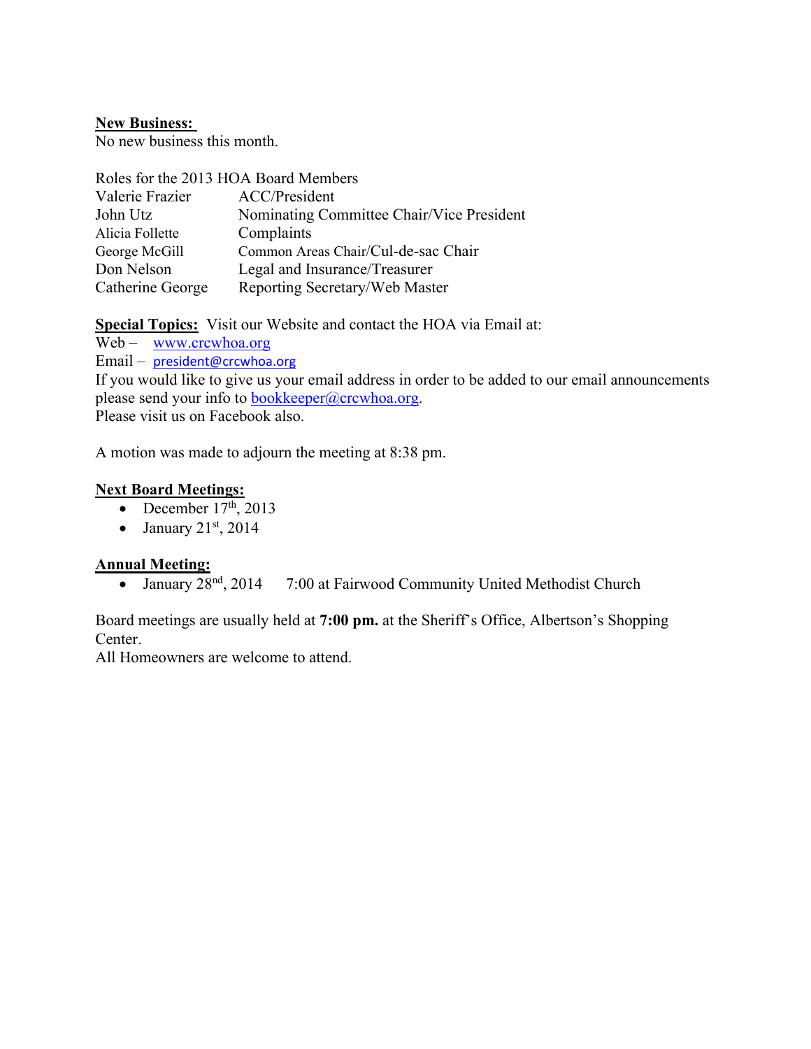**New Business:**

No new business this month.

Roles for the 2013 HOA Board Members

| | |
|---|---|
| Valerie Frazier | ACC/President |
| John Utz | Nominating Committee Chair/Vice President |
| Alicia Follette | Complaints |
| George McGill | Common Areas Chair/Cul-de-sac Chair |
| Don Nelson | Legal and Insurance/Treasurer |
| Catherine George | Reporting Secretary/Web Master |

**Special Topics:** Visit our Website and contact the HOA via Email at:

Web – www.crcwhoa.org

Email – president@crcwhoa.org

If you would like to give us your email address in order to be added to our email announcements please send your info to bookkeeper@crcwhoa.org.

Please visit us on Facebook also.

A motion was made to adjourn the meeting at 8:38 pm.

**Next Board Meetings:**

- December 17th, 2013
- January 21st, 2014

**Annual Meeting:**

- January 28nd, 2014 7:00 at Fairwood Community United Methodist Church

Board meetings are usually held at **7:00 pm.** at the Sheriff's Office, Albertson's Shopping Center.

All Homeowners are welcome to attend.